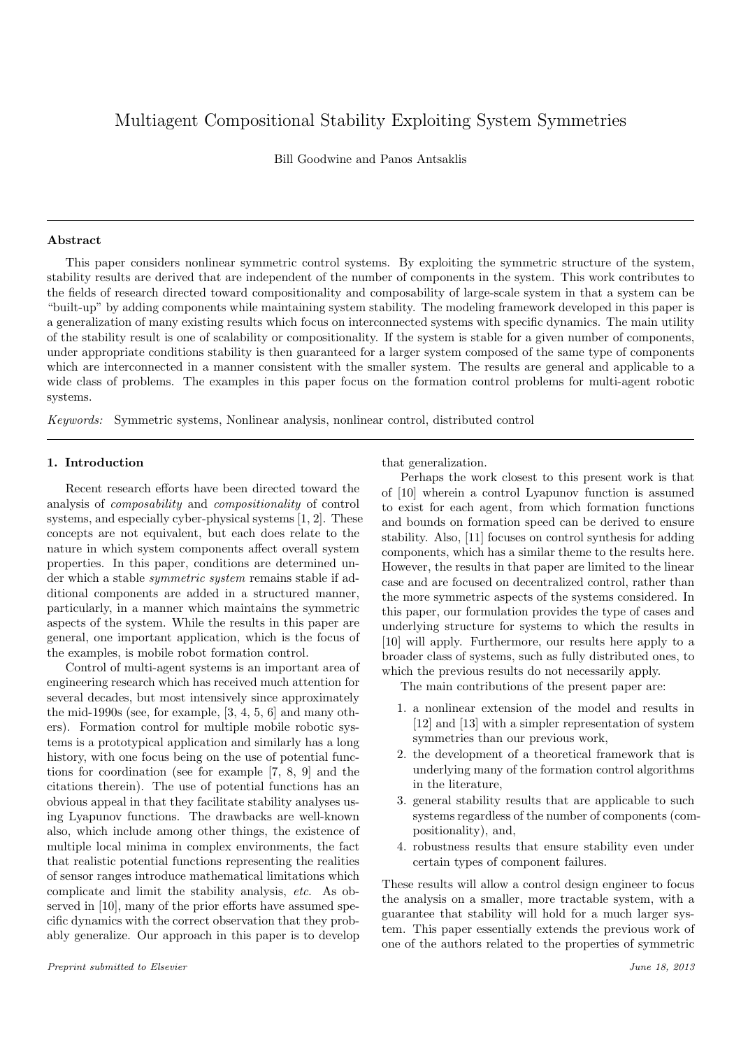# Multiagent Compositional Stability Exploiting System Symmetries

Bill Goodwine and Panos Antsaklis

---

## Abstract

This paper considers nonlinear symmetric control systems. By exploiting the symmetric structure of the system, stability results are derived that are independent of the number of components in the system. This work contributes to the fields of research directed toward compositionality and composability of large-scale system in that a system can be "built-up" by adding components while maintaining system stability. The modeling framework developed in this paper is a generalization of many existing results which focus on interconnected systems with specific dynamics. The main utility of the stability result is one of scalability or compositionality. If the system is stable for a given number of components, under appropriate conditions stability is then guaranteed for a larger system composed of the same type of components which are interconnected in a manner consistent with the smaller system. The results are general and applicable to a wide class of problems. The examples in this paper focus on the formation control problems for multi-agent robotic systems.

*Keywords:* Symmetric systems, Nonlinear analysis, nonlinear control, distributed control

---

## 1. Introduction

Recent research efforts have been directed toward the analysis of *composability* and *compositionality* of control systems, and especially cyber-physical systems [1, 2]. These concepts are not equivalent, but each does relate to the nature in which system components affect overall system properties. In this paper, conditions are determined under which a stable *symmetric system* remains stable if additional components are added in a structured manner, particularly, in a manner which maintains the symmetric aspects of the system. While the results in this paper are general, one important application, which is the focus of the examples, is mobile robot formation control.

Control of multi-agent systems is an important area of engineering research which has received much attention for several decades, but most intensively since approximately the mid-1990s (see, for example, [3, 4, 5, 6] and many others). Formation control for multiple mobile robotic systems is a prototypical application and similarly has a long history, with one focus being on the use of potential functions for coordination (see for example [7, 8, 9] and the citations therein). The use of potential functions has an obvious appeal in that they facilitate stability analyses using Lyapunov functions. The drawbacks are well-known also, which include among other things, the existence of multiple local minima in complex environments, the fact that realistic potential functions representing the realities of sensor ranges introduce mathematical limitations which complicate and limit the stability analysis, *etc.* As observed in [10], many of the prior efforts have assumed specific dynamics with the correct observation that they probably generalize. Our approach in this paper is to develop that generalization.

Perhaps the work closest to this present work is that of [10] wherein a control Lyapunov function is assumed to exist for each agent, from which formation functions and bounds on formation speed can be derived to ensure stability. Also, [11] focuses on control synthesis for adding components, which has a similar theme to the results here. However, the results in that paper are limited to the linear case and are focused on decentralized control, rather than the more symmetric aspects of the systems considered. In this paper, our formulation provides the type of cases and underlying structure for systems to which the results in [10] will apply. Furthermore, our results here apply to a broader class of systems, such as fully distributed ones, to which the previous results do not necessarily apply.

The main contributions of the present paper are:

1. a nonlinear extension of the model and results in [12] and [13] with a simpler representation of system symmetries than our previous work,
2. the development of a theoretical framework that is underlying many of the formation control algorithms in the literature,
3. general stability results that are applicable to such systems regardless of the number of components (compositionality), and,
4. robustness results that ensure stability even under certain types of component failures.

These results will allow a control design engineer to focus the analysis on a smaller, more tractable system, with a guarantee that stability will hold for a much larger system. This paper essentially extends the previous work of one of the authors related to the properties of symmetric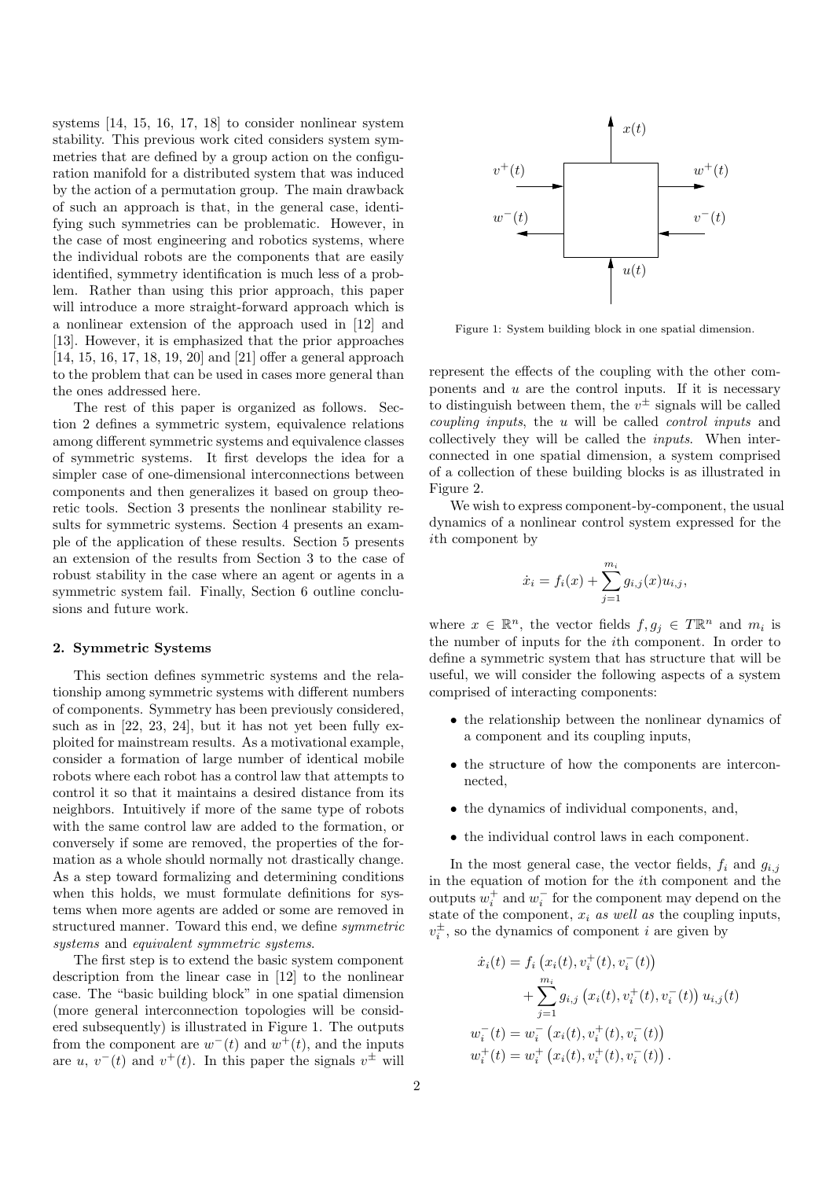systems [14, 15, 16, 17, 18] to consider nonlinear system stability. This previous work cited considers system symmetries that are defined by a group action on the configuration manifold for a distributed system that was induced by the action of a permutation group. The main drawback of such an approach is that, in the general case, identifying such symmetries can be problematic. However, in the case of most engineering and robotics systems, where the individual robots are the components that are easily identified, symmetry identification is much less of a problem. Rather than using this prior approach, this paper will introduce a more straight-forward approach which is a nonlinear extension of the approach used in [12] and [13]. However, it is emphasized that the prior approaches [14, 15, 16, 17, 18, 19, 20] and [21] offer a general approach to the problem that can be used in cases more general than the ones addressed here.

The rest of this paper is organized as follows. Section 2 defines a symmetric system, equivalence relations among different symmetric systems and equivalence classes of symmetric systems. It first develops the idea for a simpler case of one-dimensional interconnections between components and then generalizes it based on group theoretic tools. Section 3 presents the nonlinear stability results for symmetric systems. Section 4 presents an example of the application of these results. Section 5 presents an extension of the results from Section 3 to the case of robust stability in the case where an agent or agents in a symmetric system fail. Finally, Section 6 outline conclusions and future work.

## 2. Symmetric Systems

This section defines symmetric systems and the relationship among symmetric systems with different numbers of components. Symmetry has been previously considered, such as in [22, 23, 24], but it has not yet been fully exploited for mainstream results. As a motivational example, consider a formation of large number of identical mobile robots where each robot has a control law that attempts to control it so that it maintains a desired distance from its neighbors. Intuitively if more of the same type of robots with the same control law are added to the formation, or conversely if some are removed, the properties of the formation as a whole should normally not drastically change. As a step toward formalizing and determining conditions when this holds, we must formulate definitions for systems when more agents are added or some are removed in structured manner. Toward this end, we define *symmetric systems* and *equivalent symmetric systems*.

The first step is to extend the basic system component description from the linear case in [12] to the nonlinear case. The "basic building block" in one spatial dimension (more general interconnection topologies will be considered subsequently) is illustrated in Figure 1. The outputs from the component are $w^-(t)$ and $w^+(t)$, and the inputs are $u$, $v^-(t)$ and $v^+(t)$. In this paper the signals $v^\pm$ will represent the effects of the coupling with the other components and $u$ are the control inputs. If it is necessary to distinguish between them, the $v^\pm$ signals will be called *coupling inputs*, the $u$ will be called *control inputs* and collectively they will be called the *inputs*. When interconnected in one spatial dimension, a system comprised of a collection of these building blocks is as illustrated in Figure 2.

Figure 1: System building block in one spatial dimension.

We wish to express component-by-component, the usual dynamics of a nonlinear control system expressed for the $i$th component by

$$\dot{x}_i = f_i(x) + \sum_{j=1}^{m_i} g_{i,j}(x) u_{i,j},$$

where $x \in \mathbb{R}^n$, the vector fields $f, g_j \in T\mathbb{R}^n$ and $m_i$ is the number of inputs for the $i$th component. In order to define a symmetric system that has structure that will be useful, we will consider the following aspects of a system comprised of interacting components:

- the relationship between the nonlinear dynamics of a component and its coupling inputs,
- the structure of how the components are interconnected,
- the dynamics of individual components, and,
- the individual control laws in each component.

In the most general case, the vector fields, $f_i$ and $g_{i,j}$ in the equation of motion for the $i$th component and the outputs $w_i^+$ and $w_i^-$ for the component may depend on the state of the component, $x_i$ *as well as* the coupling inputs, $v_i^\pm$, so the dynamics of component $i$ are given by

$$\begin{aligned}
\dot{x}_i(t) &= f_i\left(x_i(t), v_i^+(t), v_i^-(t)\right) \\
&\quad + \sum_{j=1}^{m_i} g_{i,j}\left(x_i(t), v_i^+(t), v_i^-(t)\right) u_{i,j}(t) \\
w_i^-(t) &= w_i^-\left(x_i(t), v_i^+(t), v_i^-(t)\right) \\
w_i^+(t) &= w_i^+\left(x_i(t), v_i^+(t), v_i^-(t)\right).
\end{aligned}$$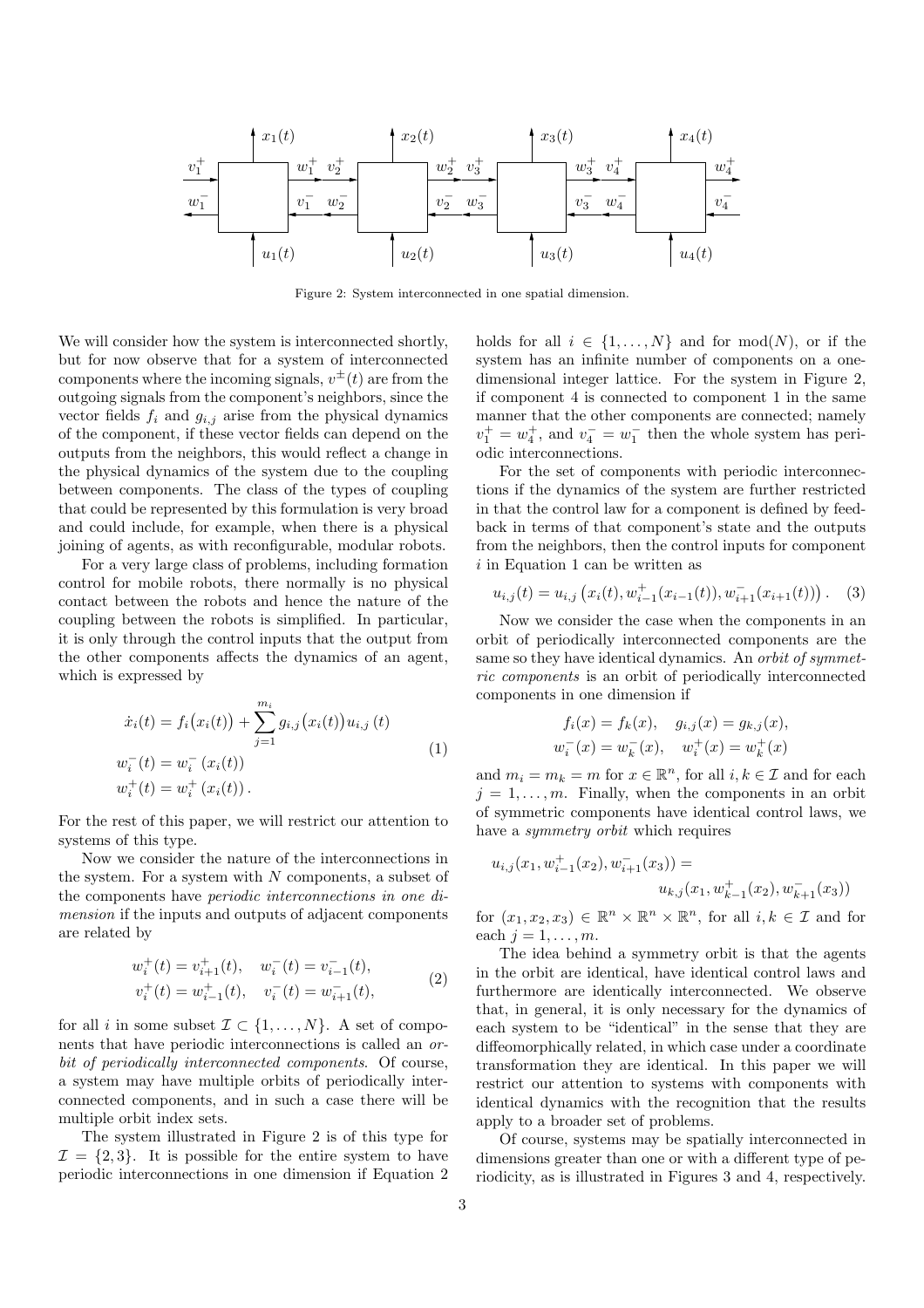Figure 2: System interconnected in one spatial dimension.

We will consider how the system is interconnected shortly, but for now observe that for a system of interconnected components where the incoming signals, $v^{\pm}(t)$ are from the outgoing signals from the component's neighbors, since the vector fields $f_i$ and $g_{i,j}$ arise from the physical dynamics of the component, if these vector fields can depend on the outputs from the neighbors, this would reflect a change in the physical dynamics of the system due to the coupling between components. The class of the types of coupling that could be represented by this formulation is very broad and could include, for example, when there is a physical joining of agents, as with reconfigurable, modular robots.

For a very large class of problems, including formation control for mobile robots, there normally is no physical contact between the robots and hence the nature of the coupling between the robots is simplified. In particular, it is only through the control inputs that the output from the other components affects the dynamics of an agent, which is expressed by

$$
\begin{aligned}
\dot{x}_i(t) &= f_i\big(x_i(t)\big) + \sum_{j=1}^{m_i} g_{i,j}\big(x_i(t)\big) u_{i,j}(t) \\
w_i^-(t) &= w_i^-\left(x_i(t)\right) \\
w_i^+(t) &= w_i^+\left(x_i(t)\right).
\end{aligned}
\tag{1}
$$

For the rest of this paper, we will restrict our attention to systems of this type.

Now we consider the nature of the interconnections in the system. For a system with $N$ components, a subset of the components have *periodic interconnections in one dimension* if the inputs and outputs of adjacent components are related by

$$
\begin{aligned}
w_i^+(t) &= v_{i+1}^+(t), \quad w_i^-(t) = v_{i-1}^-(t), \\
v_i^+(t) &= w_{i-1}^+(t), \quad v_i^-(t) = w_{i+1}^-(t),
\end{aligned}
\tag{2}
$$

for all $i$ in some subset $\mathcal{I} \subset \{1, \ldots, N\}$. A set of components that have periodic interconnections is called an *orbit of periodically interconnected components*. Of course, a system may have multiple orbits of periodically interconnected components, and in such a case there will be multiple orbit index sets.

The system illustrated in Figure 2 is of this type for $\mathcal{I} = \{2, 3\}$. It is possible for the entire system to have periodic interconnections in one dimension if Equation 2 holds for all $i \in \{1, \ldots, N\}$ and for $\mathrm{mod}(N)$, or if the system has an infinite number of components on a one-dimensional integer lattice. For the system in Figure 2, if component 4 is connected to component 1 in the same manner that the other components are connected; namely $v_1^+ = w_4^+$, and $v_4^- = w_1^-$ then the whole system has periodic interconnections.

For the set of components with periodic interconnections if the dynamics of the system are further restricted in that the control law for a component is defined by feedback in terms of that component's state and the outputs from the neighbors, then the control inputs for component $i$ in Equation 1 can be written as

$$
u_{i,j}(t) = u_{i,j}\left(x_i(t), w_{i-1}^+(x_{i-1}(t)), w_{i+1}^-(x_{i+1}(t))\right). \tag{3}
$$

Now we consider the case when the components in an orbit of periodically interconnected components are the same so they have identical dynamics. An *orbit of symmetric components* is an orbit of periodically interconnected components in one dimension if

$$
\begin{aligned}
f_i(x) = f_k(x), &\quad g_{i,j}(x) = g_{k,j}(x), \\
w_i^-(x) = w_k^-(x), &\quad w_i^+(x) = w_k^+(x)
\end{aligned}
$$

and $m_i = m_k = m$ for $x \in \mathbb{R}^n$, for all $i, k \in \mathcal{I}$ and for each $j = 1, \ldots, m$. Finally, when the components in an orbit of symmetric components have identical control laws, we have a *symmetry orbit* which requires

$$
\begin{aligned}
u_{i,j}(x_1, w_{i-1}^+(x_2), w_{i+1}^-(x_3)) &= \\
&u_{k,j}(x_1, w_{k-1}^+(x_2), w_{k+1}^-(x_3))
\end{aligned}
$$

for $(x_1, x_2, x_3) \in \mathbb{R}^n \times \mathbb{R}^n \times \mathbb{R}^n$, for all $i, k \in \mathcal{I}$ and for each $j = 1, \ldots, m$.

The idea behind a symmetry orbit is that the agents in the orbit are identical, have identical control laws and furthermore are identically interconnected. We observe that, in general, it is only necessary for the dynamics of each system to be "identical" in the sense that they are diffeomorphically related, in which case under a coordinate transformation they are identical. In this paper we will restrict our attention to systems with components with identical dynamics with the recognition that the results apply to a broader set of problems.

Of course, systems may be spatially interconnected in dimensions greater than one or with a different type of periodicity, as is illustrated in Figures 3 and 4, respectively.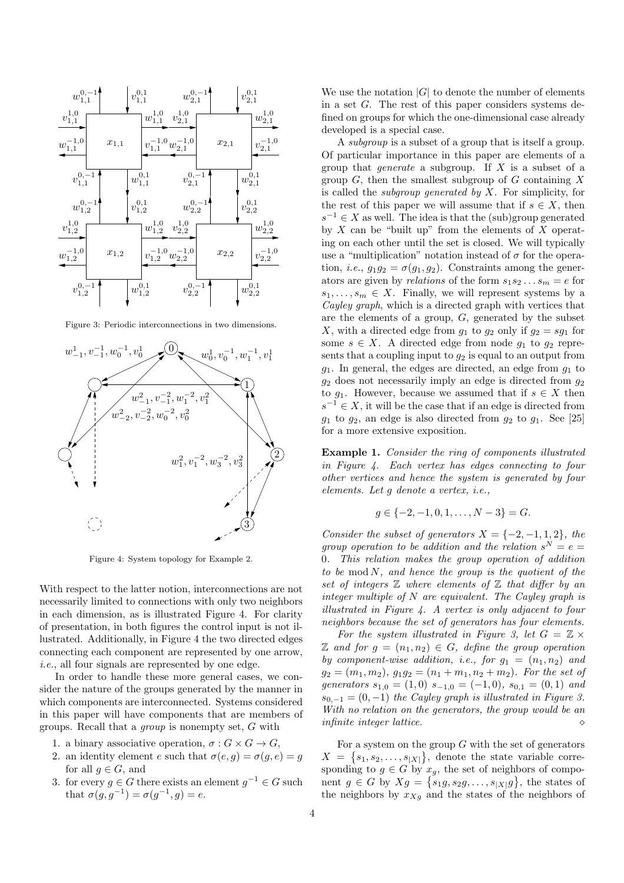Figure 3: Periodic interconnections in two dimensions.

Figure 4: System topology for Example 2.

With respect to the latter notion, interconnections are not necessarily limited to connections with only two neighbors in each dimension, as is illustrated Figure 4. For clarity of presentation, in both figures the control input is not illustrated. Additionally, in Figure 4 the two directed edges connecting each component are represented by one arrow, *i.e.*, all four signals are represented by one edge.

In order to handle these more general cases, we consider the nature of the groups generated by the manner in which components are interconnected. Systems considered in this paper will have components that are members of groups. Recall that a *group* is nonempty set, $G$ with

1. a binary associative operation, $\sigma : G \times G \to G$,
2. an identity element $e$ such that $\sigma(e, g) = \sigma(g, e) = g$ for all $g \in G$, and
3. for every $g \in G$ there exists an element $g^{-1} \in G$ such that $\sigma(g, g^{-1}) = \sigma(g^{-1}, g) = e$.

We use the notation $|G|$ to denote the number of elements in a set $G$. The rest of this paper considers systems defined on groups for which the one-dimensional case already developed is a special case.

A *subgroup* is a subset of a group that is itself a group. Of particular importance in this paper are elements of a group that *generate* a subgroup. If $X$ is a subset of a group $G$, then the smallest subgroup of $G$ containing $X$ is called the *subgroup generated by* $X$. For simplicity, for the rest of this paper we will assume that if $s \in X$, then $s^{-1} \in X$ as well. The idea is that the (sub)group generated by $X$ can be "built up" from the elements of $X$ operating on each other until the set is closed. We will typically use a "multiplication" notation instead of $\sigma$ for the operation, *i.e.*, $g_1 g_2 = \sigma(g_1, g_2)$. Constraints among the generators are given by *relations* of the form $s_1 s_2 \ldots s_m = e$ for $s_1, \ldots, s_m \in X$. Finally, we will represent systems by a *Cayley graph*, which is a directed graph with vertices that are the elements of a group, $G$, generated by the subset $X$, with a directed edge from $g_1$ to $g_2$ only if $g_2 = s g_1$ for some $s \in X$. A directed edge from node $g_1$ to $g_2$ represents that a coupling input to $g_2$ is equal to an output from $g_1$. In general, the edges are directed, an edge from $g_1$ to $g_2$ does not necessarily imply an edge is directed from $g_2$ to $g_1$. However, because we assumed that if $s \in X$ then $s^{-1} \in X$, it will be the case that if an edge is directed from $g_1$ to $g_2$, an edge is also directed from $g_2$ to $g_1$. See [25] for a more extensive exposition.

**Example 1.** *Consider the ring of components illustrated in Figure 4. Each vertex has edges connecting to four other vertices and hence the system is generated by four elements. Let $g$ denote a vertex, i.e.,*

$$g \in \{-2, -1, 0, 1, \ldots, N-3\} = G.$$

*Consider the subset of generators $X = \{-2, -1, 1, 2\}$, the group operation to be addition and the relation $s^N = e = 0$. This relation makes the group operation of addition to be $\bmod N$, and hence the group is the quotient of the set of integers $\mathbb{Z}$ where elements of $\mathbb{Z}$ that differ by an integer multiple of $N$ are equivalent. The Cayley graph is illustrated in Figure 4. A vertex is only adjacent to four neighbors because the set of generators has four elements.*

*For the system illustrated in Figure 3, let $G = \mathbb{Z} \times \mathbb{Z}$ and for $g = (n_1, n_2) \in G$, define the group operation by component-wise addition, i.e., for $g_1 = (n_1, n_2)$ and $g_2 = (m_1, m_2)$, $g_1 g_2 = (n_1 + m_1, n_2 + m_2)$. For the set of generators $s_{1,0} = (1, 0)$ $s_{-1,0} = (-1, 0)$, $s_{0,1} = (0, 1)$ and $s_{0,-1} = (0, -1)$ the Cayley graph is illustrated in Figure 3. With no relation on the generators, the group would be an infinite integer lattice.* $\diamond$

For a system on the group $G$ with the set of generators $X = \{s_1, s_2, \ldots, s_{|X|}\}$, denote the state variable corresponding to $g \in G$ by $x_g$, the set of neighbors of component $g \in G$ by $Xg = \{s_1 g, s_2 g, \ldots, s_{|X|} g\}$, the states of the neighbors by $x_{Xg}$ and the states of the neighbors of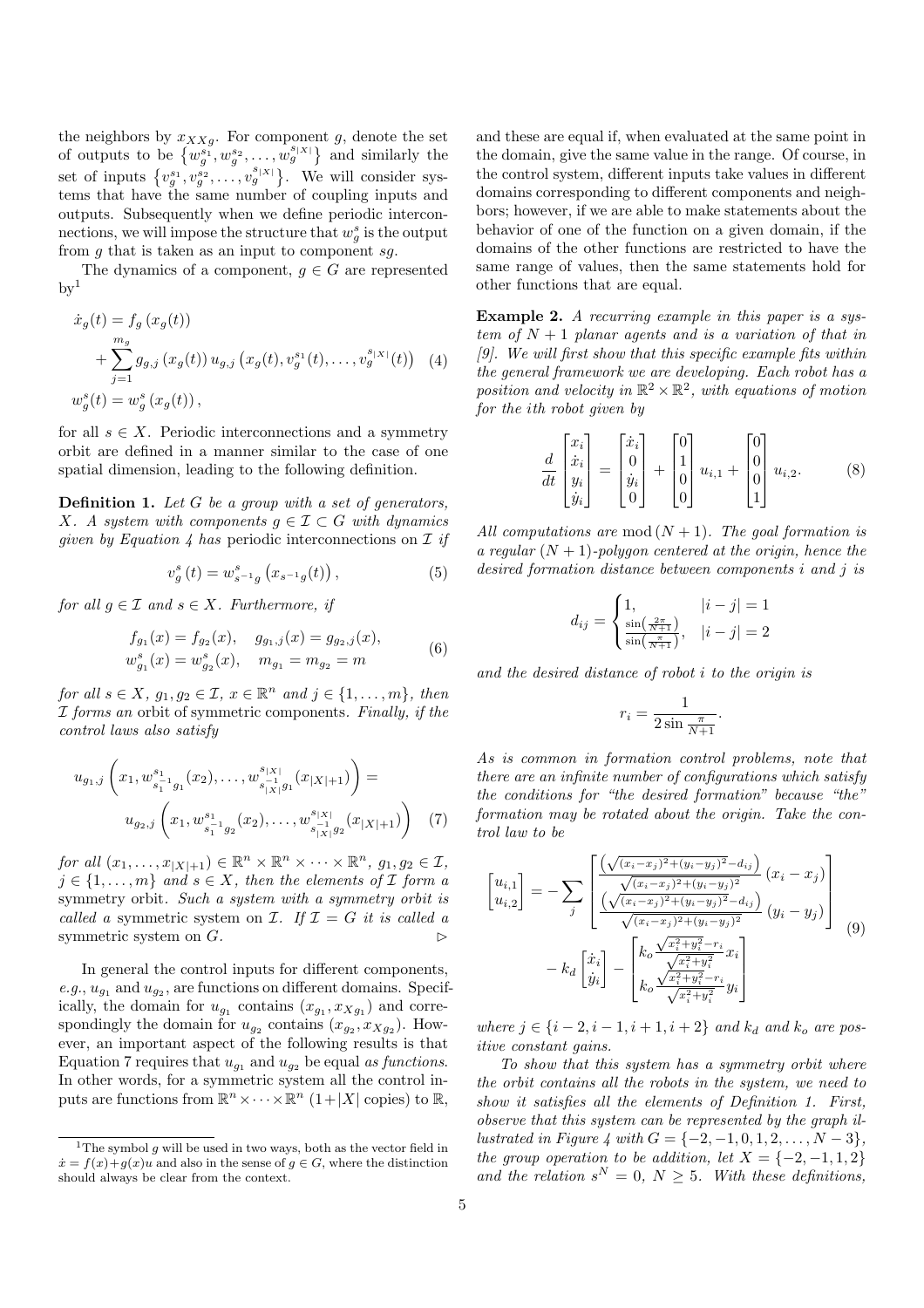the neighbors by $x_{XXg}$. For component $g$, denote the set of outputs to be $\{w_g^{s_1}, w_g^{s_2}, \ldots, w_g^{s_{|X|}}\}$ and similarly the set of inputs $\{v_g^{s_1}, v_g^{s_2}, \ldots, v_g^{s_{|X|}}\}$. We will consider systems that have the same number of coupling inputs and outputs. Subsequently when we define periodic interconnections, we will impose the structure that $w_g^s$ is the output from $g$ that is taken as an input to component $sg$.

The dynamics of a component, $g \in G$ are represented by[1]

$$
\begin{aligned}
\dot{x}_g(t) &= f_g\left(x_g(t)\right) \\
&\quad + \sum_{j=1}^{m_g} g_{g,j}\left(x_g(t)\right) u_{g,j}\left(x_g(t), v_g^{s_1}(t), \ldots, v_g^{s_{|X|}}(t)\right) \quad (4) \\
w_g^s(t) &= w_g^s\left(x_g(t)\right),
\end{aligned}
$$

for all $s \in X$. Periodic interconnections and a symmetry orbit are defined in a manner similar to the case of one spatial dimension, leading to the following definition.

**Definition 1.** *Let $G$ be a group with a set of generators, $X$. A system with components $g \in \mathcal{I} \subset G$ with dynamics given by Equation 4 has* periodic interconnections *on $\mathcal{I}$ if*

$$
v_g^s(t) = w_{s^{-1}g}^s\left(x_{s^{-1}g}(t)\right), \quad (5)
$$

*for all $g \in \mathcal{I}$ and $s \in X$. Furthermore, if*

$$
\begin{aligned}
f_{g_1}(x) = f_{g_2}(x), &\quad g_{g_1,j}(x) = g_{g_2,j}(x), \\
w_{g_1}^s(x) = w_{g_2}^s(x), &\quad m_{g_1} = m_{g_2} = m
\end{aligned} \quad (6)
$$

*for all $s \in X$, $g_1, g_2 \in \mathcal{I}$, $x \in \mathbb{R}^n$ and $j \in \{1, \ldots, m\}$, then $\mathcal{I}$ forms an* orbit of symmetric components. *Finally, if the control laws also satisfy*

$$
\begin{aligned}
u_{g_1,j}&\left(x_1, w_{s_1^{-1}g_1}^{s_1}(x_2), \ldots, w_{s_{|X|}^{-1}g_1}^{s_{|X|}}(x_{|X|+1})\right) = \\
&u_{g_2,j}\left(x_1, w_{s_1^{-1}g_2}^{s_1}(x_2), \ldots, w_{s_{|X|}^{-1}g_2}^{s_{|X|}}(x_{|X|+1})\right) \quad (7)
\end{aligned}
$$

*for all $(x_1, \ldots, x_{|X|+1}) \in \mathbb{R}^n \times \mathbb{R}^n \times \cdots \times \mathbb{R}^n$, $g_1, g_2 \in \mathcal{I}$, $j \in \{1, \ldots, m\}$ and $s \in X$, then the elements of $\mathcal{I}$ form a* symmetry orbit. *Such a system with a symmetry orbit is called a* symmetric system on $\mathcal{I}$. *If $\mathcal{I} = G$ it is called a* symmetric system on $G$. ▷

In general the control inputs for different components, *e.g.*, $u_{g_1}$ and $u_{g_2}$, are functions on different domains. Specifically, the domain for $u_{g_1}$ contains $(x_{g_1}, x_{Xg_1})$ and correspondingly the domain for $u_{g_2}$ contains $(x_{g_2}, x_{Xg_2})$. However, an important aspect of the following results is that Equation 7 requires that $u_{g_1}$ and $u_{g_2}$ be equal *as functions*. In other words, for a symmetric system all the control inputs are functions from $\mathbb{R}^n \times \cdots \times \mathbb{R}^n$ $(1+|X|$ copies) to $\mathbb{R}$, and these are equal if, when evaluated at the same point in the domain, give the same value in the range. Of course, in the control system, different inputs take values in different domains corresponding to different components and neighbors; however, if we are able to make statements about the behavior of one of the function on a given domain, if the domains of the other functions are restricted to have the same range of values, then the same statements hold for other functions that are equal.

**Example 2.** *A recurring example in this paper is a system of $N+1$ planar agents and is a variation of that in [9]. We will first show that this specific example fits within the general framework we are developing. Each robot has a position and velocity in $\mathbb{R}^2 \times \mathbb{R}^2$, with equations of motion for the ith robot given by*

$$
\frac{d}{dt}\begin{bmatrix} x_i \\ \dot{x}_i \\ y_i \\ \dot{y}_i \end{bmatrix} = \begin{bmatrix} \dot{x}_i \\ 0 \\ \dot{y}_i \\ 0 \end{bmatrix} + \begin{bmatrix} 0 \\ 1 \\ 0 \\ 0 \end{bmatrix} u_{i,1} + \begin{bmatrix} 0 \\ 0 \\ 0 \\ 1 \end{bmatrix} u_{i,2}. \quad (8)
$$

*All computations are $\bmod (N+1)$. The goal formation is a regular $(N+1)$-polygon centered at the origin, hence the desired formation distance between components $i$ and $j$ is*

$$
d_{ij} = \begin{cases} 1, & |i-j| = 1 \\ \frac{\sin\left(\frac{2\pi}{N+1}\right)}{\sin\left(\frac{\pi}{N+1}\right)}, & |i-j| = 2 \end{cases}
$$

*and the desired distance of robot $i$ to the origin is*

$$
r_i = \frac{1}{2\sin\frac{\pi}{N+1}}.
$$

*As is common in formation control problems, note that there are an infinite number of configurations which satisfy the conditions for "the desired formation" because "the" formation may be rotated about the origin. Take the control law to be*

$$
\begin{aligned}
\begin{bmatrix} u_{i,1} \\ u_{i,2} \end{bmatrix} = &-\sum_j \begin{bmatrix} \frac{\left(\sqrt{(x_i-x_j)^2+(y_i-y_j)^2}-d_{ij}\right)}{\sqrt{(x_i-x_j)^2+(y_i-y_j)^2}}\left(x_i - x_j\right) \\ \frac{\left(\sqrt{(x_i-x_j)^2+(y_i-y_j)^2}-d_{ij}\right)}{\sqrt{(x_i-x_j)^2+(y_i-y_j)^2}}\left(y_i - y_j\right) \end{bmatrix} \\
&- k_d\begin{bmatrix} \dot{x}_i \\ \dot{y}_i \end{bmatrix} - \begin{bmatrix} k_o\frac{\sqrt{x_i^2+y_i^2}-r_i}{\sqrt{x_i^2+y_i^2}}x_i \\ k_o\frac{\sqrt{x_i^2+y_i^2}-r_i}{\sqrt{x_i^2+y_i^2}}y_i \end{bmatrix}
\end{aligned} \quad (9)
$$

*where $j \in \{i-2, i-1, i+1, i+2\}$ and $k_d$ and $k_o$ are positive constant gains.*

*To show that this system has a symmetry orbit where the orbit contains all the robots in the system, we need to show it satisfies all the elements of Definition 1. First, observe that this system can be represented by the graph illustrated in Figure 4 with $G = \{-2, -1, 0, 1, 2, \ldots, N-3\}$, the group operation to be addition, let $X = \{-2, -1, 1, 2\}$ and the relation $s^N = 0$, $N \geq 5$. With these definitions,*

[1] The symbol $g$ will be used in two ways, both as the vector field in $\dot{x} = f(x) + g(x)u$ and also in the sense of $g \in G$, where the distinction should always be clear from the context.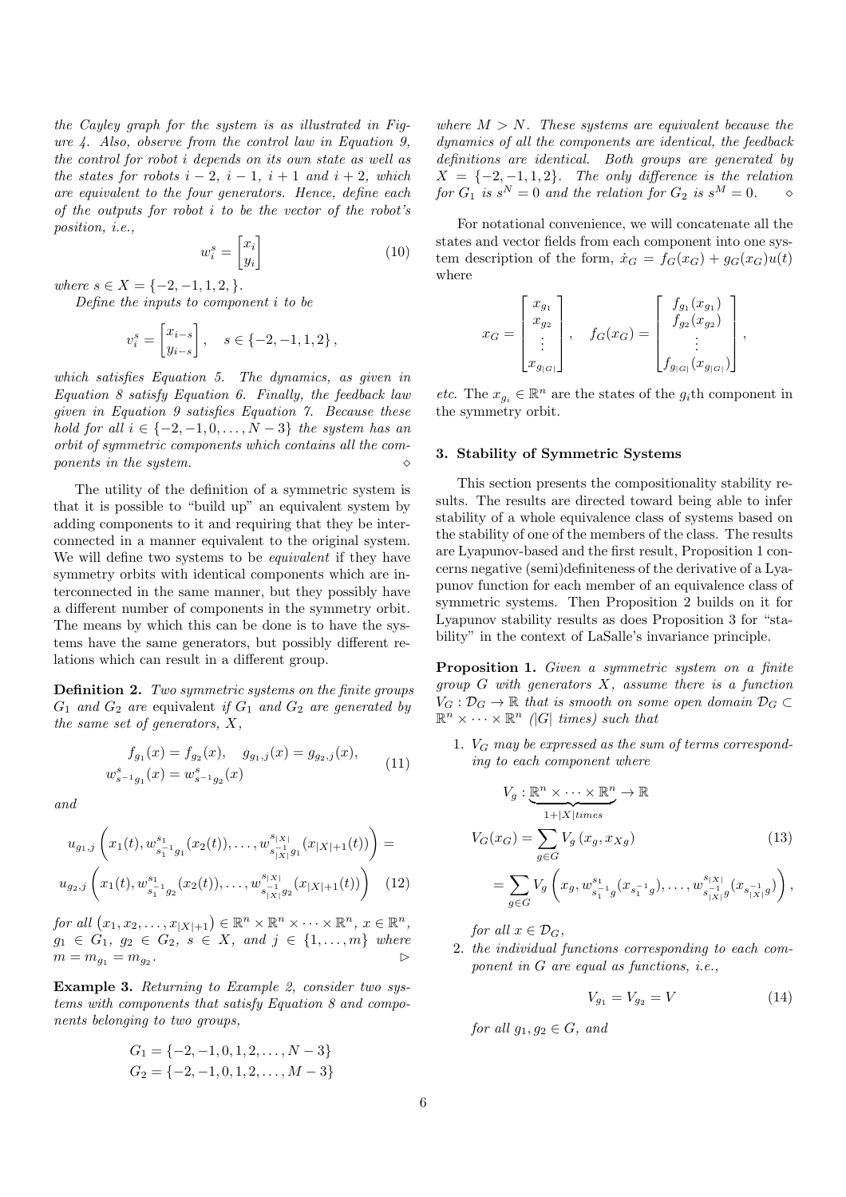*the Cayley graph for the system is as illustrated in Figure 4. Also, observe from the control law in Equation 9, the control for robot $i$ depends on its own state as well as the states for robots $i-2$, $i-1$, $i+1$ and $i+2$, which are equivalent to the four generators. Hence, define each of the outputs for robot $i$ to be the vector of the robot's position, i.e.,*

$$w_i^s = \begin{bmatrix} x_i \\ y_i \end{bmatrix} \tag{10}$$

*where $s \in X = \{-2, -1, 1, 2, \}$.*

*Define the inputs to component $i$ to be*

$$v_i^s = \begin{bmatrix} x_{i-s} \\ y_{i-s} \end{bmatrix}, \quad s \in \{-2, -1, 1, 2\},$$

*which satisfies Equation 5. The dynamics, as given in Equation 8 satisfy Equation 6. Finally, the feedback law given in Equation 9 satisfies Equation 7. Because these hold for all $i \in \{-2, -1, 0, \ldots, N-3\}$ the system has an orbit of symmetric components which contains all the components in the system.* ⋄

The utility of the definition of a symmetric system is that it is possible to "build up" an equivalent system by adding components to it and requiring that they be interconnected in a manner equivalent to the original system. We will define two systems to be *equivalent* if they have symmetry orbits with identical components which are interconnected in the same manner, but they possibly have a different number of components in the symmetry orbit. The means by which this can be done is to have the systems have the same generators, but possibly different relations which can result in a different group.

**Definition 2.** *Two symmetric systems on the finite groups $G_1$ and $G_2$ are* equivalent *if $G_1$ and $G_2$ are generated by the same set of generators, $X$,*

$$\begin{aligned} f_{g_1}(x) = f_{g_2}(x), \quad g_{g_1,j}(x) = g_{g_2,j}(x), \\ w^s_{s^{-1}g_1}(x) = w^s_{s^{-1}g_2}(x) \end{aligned} \tag{11}$$

*and*

$$\begin{aligned} &u_{g_1,j}\left(x_1(t), w^{s_1}_{s_1^{-1}g_1}(x_2(t)), \ldots, w^{s_{|X|}}_{s_{|X|}^{-1}g_1}(x_{|X|+1}(t))\right) = \\ &u_{g_2,j}\left(x_1(t), w^{s_1}_{s_1^{-1}g_2}(x_2(t)), \ldots, w^{s_{|X|}}_{s_{|X|}^{-1}g_2}(x_{|X|+1}(t))\right) \end{aligned} \tag{12}$$

*for all $(x_1, x_2, \ldots, x_{|X|+1}) \in \mathbb{R}^n \times \mathbb{R}^n \times \cdots \times \mathbb{R}^n$, $x \in \mathbb{R}^n$, $g_1 \in G_1$, $g_2 \in G_2$, $s \in X$, and $j \in \{1, \ldots, m\}$ where $m = m_{g_1} = m_{g_2}$.* ▷

**Example 3.** *Returning to Example 2, consider two systems with components that satisfy Equation 8 and components belonging to two groups,*

$$\begin{aligned} G_1 &= \{-2, -1, 0, 1, 2, \ldots, N-3\} \\ G_2 &= \{-2, -1, 0, 1, 2, \ldots, M-3\} \end{aligned}$$

*where $M > N$. These systems are equivalent because the dynamics of all the components are identical, the feedback definitions are identical. Both groups are generated by $X = \{-2, -1, 1, 2\}$. The only difference is the relation for $G_1$ is $s^N = 0$ and the relation for $G_2$ is $s^M = 0$.* ⋄

For notational convenience, we will concatenate all the states and vector fields from each component into one system description of the form, $\dot{x}_G = f_G(x_G) + g_G(x_G)u(t)$ where

$$x_G = \begin{bmatrix} x_{g_1} \\ x_{g_2} \\ \vdots \\ x_{g_{|G|}} \end{bmatrix}, \quad f_G(x_G) = \begin{bmatrix} f_{g_1}(x_{g_1}) \\ f_{g_2}(x_{g_2}) \\ \vdots \\ f_{g_{|G|}}(x_{g_{|G|}}) \end{bmatrix},$$

*etc.* The $x_{g_i} \in \mathbb{R}^n$ are the states of the $g_i$th component in the symmetry orbit.

## 3. Stability of Symmetric Systems

This section presents the compositionality stability results. The results are directed toward being able to infer stability of a whole equivalence class of systems based on the stability of one of the members of the class. The results are Lyapunov-based and the first result, Proposition 1 concerns negative (semi)definiteness of the derivative of a Lyapunov function for each member of an equivalence class of symmetric systems. Then Proposition 2 builds on it for Lyapunov stability results as does Proposition 3 for "stability" in the context of LaSalle's invariance principle.

**Proposition 1.** *Given a symmetric system on a finite group $G$ with generators $X$, assume there is a function $V_G : \mathcal{D}_G \to \mathbb{R}$ that is smooth on some open domain $\mathcal{D}_G \subset \mathbb{R}^n \times \cdots \times \mathbb{R}^n$ ($|G|$ times) such that*

1. *$V_G$ may be expressed as the sum of terms corresponding to each component where*

$$\begin{aligned} &V_g : \underbrace{\mathbb{R}^n \times \cdots \times \mathbb{R}^n}_{1+|X| times} \to \mathbb{R} \\ &V_G(x_G) = \sum_{g \in G} V_g\left(x_g, x_{Xg}\right) \\ &= \sum_{g \in G} V_g\left(x_g, w^{s_1}_{s_1^{-1}g}(x_{s_1^{-1}g}), \ldots, w^{s_{|X|}}_{s_{|X|}^{-1}g}(x_{s_{|X|}^{-1}g})\right), \end{aligned} \tag{13}$$

   *for all $x \in \mathcal{D}_G$,*

2. *the individual functions corresponding to each component in $G$ are equal as functions, i.e.,*

$$V_{g_1} = V_{g_2} = V \tag{14}$$

   *for all $g_1, g_2 \in G$, and*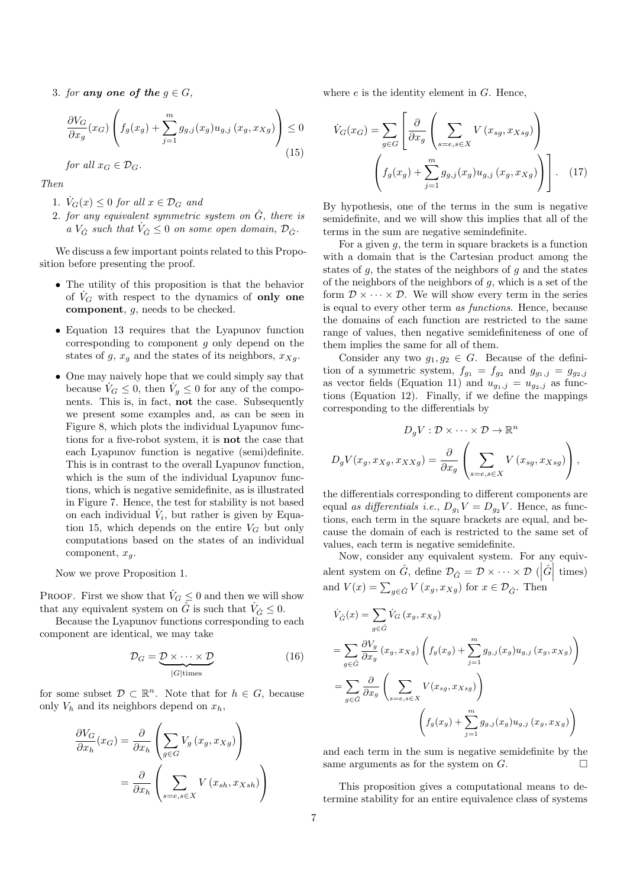3. *for* ***any one of the*** $g \in G$,

$$\frac{\partial V_G}{\partial x_g}(x_G)\left(f_g(x_g)+\sum_{j=1}^{m} g_{g,j}(x_g)u_{g,j}\left(x_g,x_{Xg}\right)\right)\le 0 \tag{15}$$

*for all* $x_G \in \mathcal{D}_G$.

*Then*

1. $\dot{V}_G(x) \le 0$ *for all* $x \in \mathcal{D}_G$ *and*
2. *for any equivalent symmetric system on* $\hat{G}$*, there is a* $V_{\hat{G}}$ *such that* $\dot{V}_{\hat{G}} \le 0$ *on some open domain,* $\mathcal{D}_{\hat{G}}$.

We discuss a few important points related to this Proposition before presenting the proof.

- The utility of this proposition is that the behavior of $\dot{V}_G$ with respect to the dynamics of **only one component**, $g$, needs to be checked.
- Equation 13 requires that the Lyapunov function corresponding to component $g$ only depend on the states of $g$, $x_g$ and the states of its neighbors, $x_{Xg}$.
- One may naively hope that we could simply say that because $\dot{V}_G \le 0$, then $\dot{V}_g \le 0$ for any of the components. This is, in fact, **not** the case. Subsequently we present some examples and, as can be seen in Figure 8, which plots the individual Lyapunov functions for a five-robot system, it is **not** the case that each Lyapunov function is negative (semi)definite. This is in contrast to the overall Lyapunov function, which is the sum of the individual Lyapunov functions, which is negative semidefinite, as is illustrated in Figure 7. Hence, the test for stability is not based on each individual $\dot{V}_i$, but rather is given by Equation 15, which depends on the entire $V_G$ but only computations based on the states of an individual component, $x_g$.

Now we prove Proposition 1.

PROOF. First we show that $\dot{V}_G \le 0$ and then we will show that any equivalent system on $\hat{G}$ is such that $\dot{V}_{\hat{G}} \le 0$.

Because the Lyapunov functions corresponding to each component are identical, we may take

$$\mathcal{D}_G = \underbrace{\mathcal{D}\times\cdots\times\mathcal{D}}_{|G|\text{times}} \tag{16}$$

for some subset $\mathcal{D} \subset \mathbb{R}^n$. Note that for $h \in G$, because only $V_h$ and its neighbors depend on $x_h$,

$$\frac{\partial V_G}{\partial x_h}(x_G) = \frac{\partial}{\partial x_h}\left(\sum_{g\in G} V_g\left(x_g, x_{Xg}\right)\right) = \frac{\partial}{\partial x_h}\left(\sum_{s=e,s\in X} V\left(x_{sh}, x_{Xsh}\right)\right)$$

where $e$ is the identity element in $G$. Hence,

$$\dot{V}_G(x_G) = \sum_{g\in G}\left[\frac{\partial}{\partial x_g}\left(\sum_{s=e,s\in X} V\left(x_{sg}, x_{Xsg}\right)\right)\left(f_g(x_g)+\sum_{j=1}^{m} g_{g,j}(x_g)u_{g,j}\left(x_g,x_{Xg}\right)\right)\right]. \tag{17}$$

By hypothesis, one of the terms in the sum is negative semidefinite, and we will show this implies that all of the terms in the sum are negative semindefinite.

For a given $g$, the term in square brackets is a function with a domain that is the Cartesian product among the states of $g$, the states of the neighbors of $g$ and the states of the neighbors of the neighbors of $g$, which is a set of the form $\mathcal{D}\times\cdots\times\mathcal{D}$. We will show every term in the series is equal to every other term *as functions*. Hence, because the domains of each function are restricted to the same range of values, then negative semidefiniteness of one of them implies the same for all of them.

Consider any two $g_1, g_2 \in G$. Because of the definition of a symmetric system, $f_{g_1} = f_{g_2}$ and $g_{g_1,j} = g_{g_2,j}$ as vector fields (Equation 11) and $u_{g_1,j} = u_{g_2,j}$ as functions (Equation 12). Finally, if we define the mappings corresponding to the differentials by

$$D_g V : \mathcal{D}\times\cdots\times\mathcal{D} \to \mathbb{R}^n$$

$$D_g V(x_g, x_{Xg}, x_{XXg}) = \frac{\partial}{\partial x_g}\left(\sum_{s=e,s\in X} V\left(x_{sg}, x_{Xsg}\right)\right),$$

the differentials corresponding to different components are equal *as differentials i.e.*, $D_{g_1}V = D_{g_2}V$. Hence, as functions, each term in the square brackets are equal, and because the domain of each is restricted to the same set of values, each term is negative semidefinite.

Now, consider any equivalent system. For any equivalent system on $\hat{G}$, define $\mathcal{D}_{\hat{G}} = \mathcal{D}\times\cdots\times\mathcal{D}$ ($\left|\hat{G}\right|$ times) and $V(x) = \sum_{g\in\hat{G}} V\left(x_g, x_{Xg}\right)$ for $x \in \mathcal{D}_{\hat{G}}$. Then

$$\begin{aligned}
\dot{V}_{\hat{G}}(x) &= \sum_{g\in\hat{G}} \dot{V}_G\left(x_g, x_{Xg}\right)\\
&= \sum_{g\in\hat{G}} \frac{\partial V_g}{\partial x_g}\left(x_g, x_{Xg}\right)\left(f_g(x_g)+\sum_{j=1}^{m} g_{g,j}(x_g)u_{g,j}\left(x_g,x_{Xg}\right)\right)\\
&= \sum_{g\in\hat{G}} \frac{\partial}{\partial x_g}\left(\sum_{s=e,s\in X} V(x_{sg}, x_{Xsg})\right)\left(f_g(x_g)+\sum_{j=1}^{m} g_{g,j}(x_g)u_{g,j}\left(x_g,x_{Xg}\right)\right)
\end{aligned}$$

and each term in the sum is negative semidefinite by the same arguments as for the system on $G$. $\square$

This proposition gives a computational means to determine stability for an entire equivalence class of systems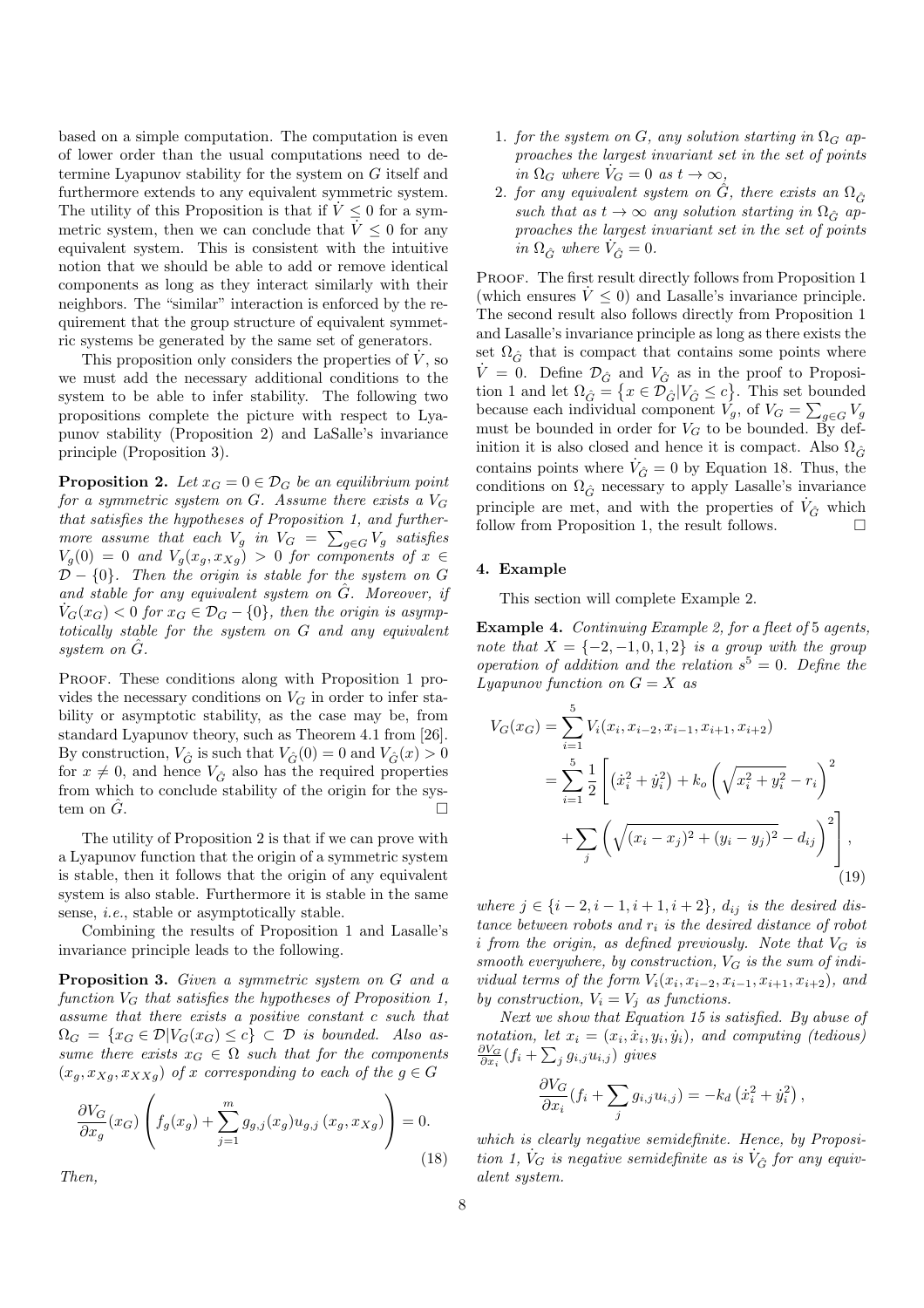based on a simple computation. The computation is even of lower order than the usual computations need to determine Lyapunov stability for the system on $G$ itself and furthermore extends to any equivalent symmetric system. The utility of this Proposition is that if $\dot{V} \leq 0$ for a symmetric system, then we can conclude that $\dot{V} \leq 0$ for any equivalent system. This is consistent with the intuitive notion that we should be able to add or remove identical components as long as they interact similarly with their neighbors. The "similar" interaction is enforced by the requirement that the group structure of equivalent symmetric systems be generated by the same set of generators.

This proposition only considers the properties of $\dot{V}$, so we must add the necessary additional conditions to the system to be able to infer stability. The following two propositions complete the picture with respect to Lyapunov stability (Proposition 2) and LaSalle's invariance principle (Proposition 3).

**Proposition 2.** *Let $x_G = 0 \in \mathcal{D}_G$ be an equilibrium point for a symmetric system on $G$. Assume there exists a $V_G$ that satisfies the hypotheses of Proposition 1, and furthermore assume that each $V_g$ in $V_G = \sum_{g \in G} V_g$ satisfies $V_g(0) = 0$ and $V_g(x_g, x_{Xg}) > 0$ for components of $x \in \mathcal{D} - \{0\}$. Then the origin is stable for the system on $G$ and stable for any equivalent system on $\hat{G}$. Moreover, if $\dot{V}_G(x_G) < 0$ for $x_G \in \mathcal{D}_G - \{0\}$, then the origin is asymptotically stable for the system on $G$ and any equivalent system on $\hat{G}$.*

Proof. These conditions along with Proposition 1 provides the necessary conditions on $V_G$ in order to infer stability or asymptotic stability, as the case may be, from standard Lyapunov theory, such as Theorem 4.1 from [26]. By construction, $V_{\hat{G}}$ is such that $V_{\hat{G}}(0) = 0$ and $V_{\hat{G}}(x) > 0$ for $x \neq 0$, and hence $V_{\hat{G}}$ also has the required properties from which to conclude stability of the origin for the system on $\hat{G}$. □

The utility of Proposition 2 is that if we can prove with a Lyapunov function that the origin of a symmetric system is stable, then it follows that the origin of any equivalent system is also stable. Furthermore it is stable in the same sense, *i.e.*, stable or asymptotically stable.

Combining the results of Proposition 1 and Lasalle's invariance principle leads to the following.

**Proposition 3.** *Given a symmetric system on $G$ and a function $V_G$ that satisfies the hypotheses of Proposition 1, assume that there exists a positive constant $c$ such that $\Omega_G = \{x_G \in \mathcal{D} | V_G(x_G) \leq c\} \subset \mathcal{D}$ is bounded. Also assume there exists $x_G \in \Omega$ such that for the components $(x_g, x_{Xg}, x_{XXg})$ of $x$ corresponding to each of the $g \in G$*

$$\frac{\partial V_G}{\partial x_g}(x_G)\left(f_g(x_g) + \sum_{j=1}^{m} g_{g,j}(x_g) u_{g,j}\left(x_g, x_{Xg}\right)\right) = 0. \tag{18}$$

*Then,*

1. *for the system on $G$, any solution starting in $\Omega_G$ approaches the largest invariant set in the set of points in $\Omega_G$ where $\dot{V}_G = 0$ as $t \to \infty$,*
2. *for any equivalent system on $\hat{G}$, there exists an $\Omega_{\hat{G}}$ such that as $t \to \infty$ any solution starting in $\Omega_{\hat{G}}$ approaches the largest invariant set in the set of points in $\Omega_{\hat{G}}$ where $\dot{V}_{\hat{G}} = 0$.*

Proof. The first result directly follows from Proposition 1 (which ensures $\dot{V} \leq 0$) and Lasalle's invariance principle. The second result also follows directly from Proposition 1 and Lasalle's invariance principle as long as there exists the set $\Omega_{\hat{G}}$ that is compact that contains some points where $\dot{V} = 0$. Define $\mathcal{D}_{\hat{G}}$ and $V_{\hat{G}}$ as in the proof to Proposition 1 and let $\Omega_{\hat{G}} = \{x \in \mathcal{D}_{\hat{G}} | V_{\hat{G}} \leq c\}$. This set bounded because each individual component $V_g$, of $V_G = \sum_{g \in G} V_g$ must be bounded in order for $V_G$ to be bounded. By definition it is also closed and hence it is compact. Also $\Omega_{\hat{G}}$ contains points where $\dot{V}_{\hat{G}} = 0$ by Equation 18. Thus, the conditions on $\Omega_{\hat{G}}$ necessary to apply Lasalle's invariance principle are met, and with the properties of $\dot{V}_{\hat{G}}$ which follow from Proposition 1, the result follows. □

## 4. Example

This section will complete Example 2.

**Example 4.** *Continuing Example 2, for a fleet of 5 agents, note that $X = \{-2, -1, 0, 1, 2\}$ is a group with the group operation of addition and the relation $s^5 = 0$. Define the Lyapunov function on $G = X$ as*

$$\begin{aligned}
V_G(x_G) &= \sum_{i=1}^{5} V_i(x_i, x_{i-2}, x_{i-1}, x_{i+1}, x_{i+2}) \\
&= \sum_{i=1}^{5} \frac{1}{2}\left[\left(\dot{x}_i^2 + \dot{y}_i^2\right) + k_o\left(\sqrt{x_i^2 + y_i^2} - r_i\right)^2 \right. \\
&\quad \left. + \sum_j \left(\sqrt{(x_i - x_j)^2 + (y_i - y_j)^2} - d_{ij}\right)^2\right],
\end{aligned} \tag{19}$$

*where $j \in \{i-2, i-1, i+1, i+2\}$, $d_{ij}$ is the desired distance between robots and $r_i$ is the desired distance of robot $i$ from the origin, as defined previously. Note that $V_G$ is smooth everywhere, by construction, $V_G$ is the sum of individual terms of the form $V_i(x_i, x_{i-2}, x_{i-1}, x_{i+1}, x_{i+2})$, and by construction, $V_i = V_j$ as functions.*

*Next we show that Equation 15 is satisfied. By abuse of notation, let $x_i = (x_i, \dot{x}_i, y_i, \dot{y}_i)$, and computing (tedious) $\frac{\partial V_G}{\partial x_i}(f_i + \sum_j g_{i,j} u_{i,j})$ gives*

$$\frac{\partial V_G}{\partial x_i}(f_i + \sum_j g_{i,j} u_{i,j}) = -k_d\left(\dot{x}_i^2 + \dot{y}_i^2\right),$$

*which is clearly negative semidefinite. Hence, by Proposition 1, $\dot{V}_G$ is negative semidefinite as is $\dot{V}_{\hat{G}}$ for any equivalent system.*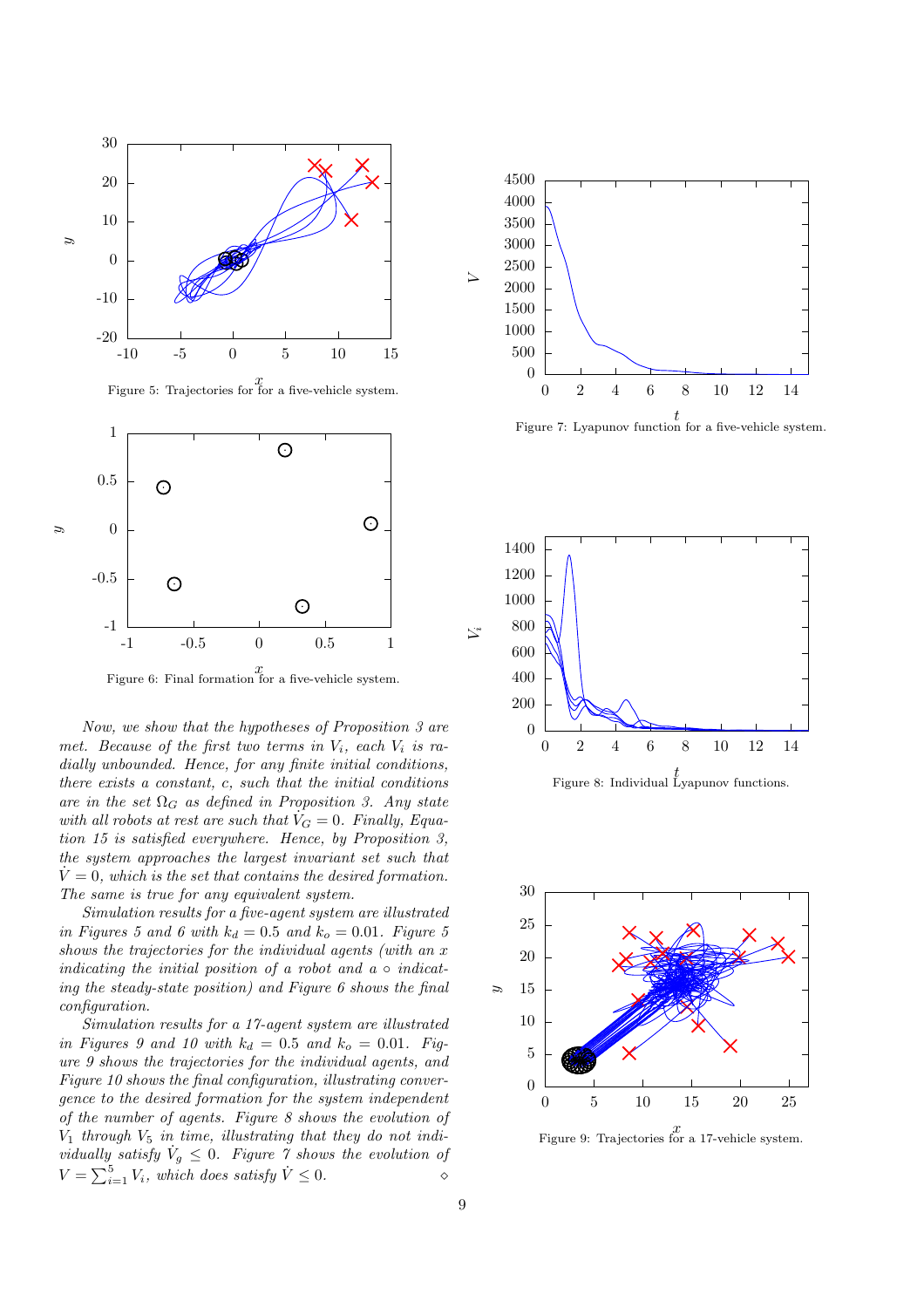Figure 5: Trajectories for for a five-vehicle system.

Figure 6: Final formation for a five-vehicle system.

*Now, we show that the hypotheses of Proposition 3 are met. Because of the first two terms in $V_i$, each $V_i$ is radially unbounded. Hence, for any finite initial conditions, there exists a constant, c, such that the initial conditions are in the set $\Omega_G$ as defined in Proposition 3. Any state with all robots at rest are such that $\dot{V}_G = 0$. Finally, Equation 15 is satisfied everywhere. Hence, by Proposition 3, the system approaches the largest invariant set such that $\dot{V} = 0$, which is the set that contains the desired formation. The same is true for any equivalent system.*

*Simulation results for a five-agent system are illustrated in Figures 5 and 6 with $k_d = 0.5$ and $k_o = 0.01$. Figure 5 shows the trajectories for the individual agents (with an x indicating the initial position of a robot and a ◦ indicating the steady-state position) and Figure 6 shows the final configuration.*

*Simulation results for a 17-agent system are illustrated in Figures 9 and 10 with $k_d = 0.5$ and $k_o = 0.01$. Figure 9 shows the trajectories for the individual agents, and Figure 10 shows the final configuration, illustrating convergence to the desired formation for the system independent of the number of agents. Figure 8 shows the evolution of $V_1$ through $V_5$ in time, illustrating that they do not individually satisfy $\dot{V}_g \leq 0$. Figure 7 shows the evolution of $V = \sum_{i=1}^{5} V_i$, which does satisfy $\dot{V} \leq 0$.* ◇

Figure 7: Lyapunov function for a five-vehicle system.

Figure 8: Individual Lyapunov functions.

Figure 9: Trajectories for for a 17-vehicle system.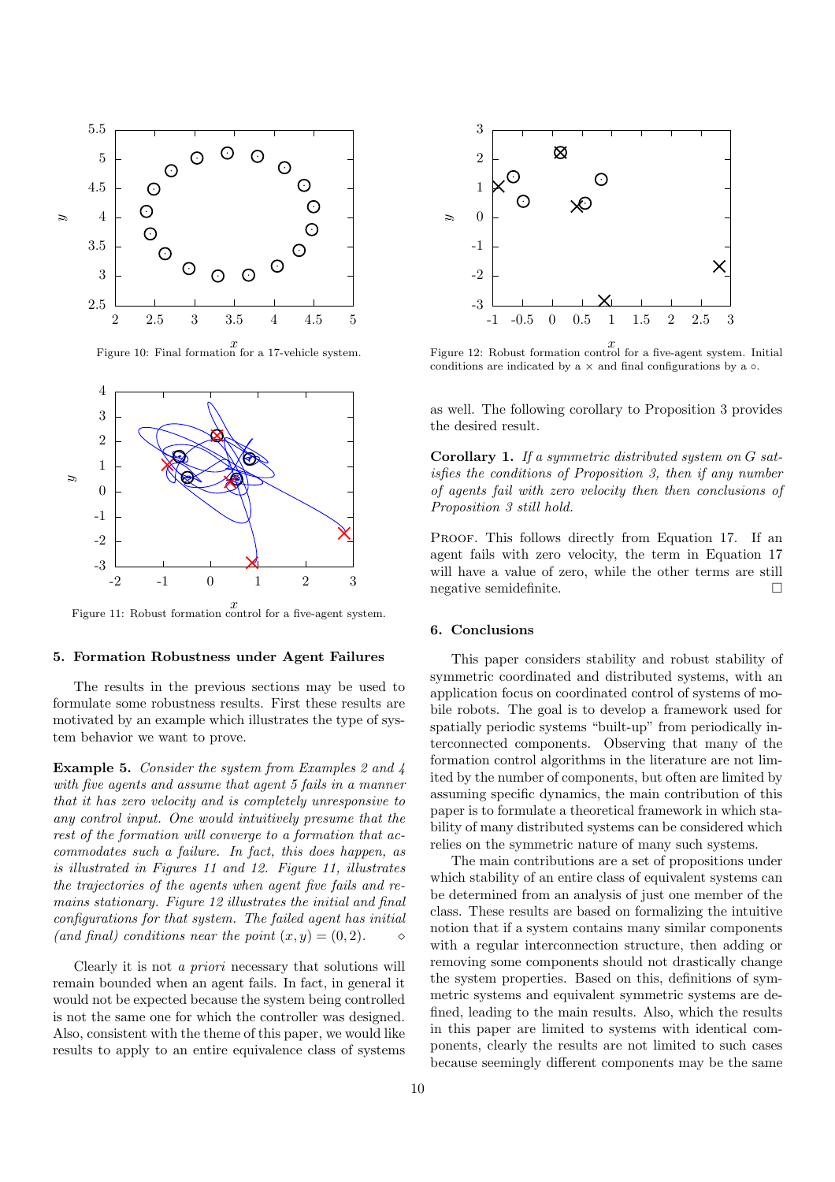Figure 10: Final formation for a 17-vehicle system.

Figure 11: Robust formation control for a five-agent system.

Figure 12: Robust formation control for a five-agent system. Initial conditions are indicated by a $\times$ and final configurations by a $\circ$.

## 5. Formation Robustness under Agent Failures

The results in the previous sections may be used to formulate some robustness results. First these results are motivated by an example which illustrates the type of system behavior we want to prove.

**Example 5.** *Consider the system from Examples 2 and 4 with five agents and assume that agent 5 fails in a manner that it has zero velocity and is completely unresponsive to any control input. One would intuitively presume that the rest of the formation will converge to a formation that accommodates such a failure. In fact, this does happen, as is illustrated in Figures 11 and 12. Figure 11, illustrates the trajectories of the agents when agent five fails and remains stationary. Figure 12 illustrates the initial and final configurations for that system. The failed agent has initial (and final) conditions near the point* $(x, y) = (0, 2)$. $\diamond$

Clearly it is not *a priori* necessary that solutions will remain bounded when an agent fails. In fact, in general it would not be expected because the system being controlled is not the same one for which the controller was designed. Also, consistent with the theme of this paper, we would like results to apply to an entire equivalence class of systems as well. The following corollary to Proposition 3 provides the desired result.

**Corollary 1.** *If a symmetric distributed system on G satisfies the conditions of Proposition 3, then if any number of agents fail with zero velocity then then conclusions of Proposition 3 still hold.*

Proof. This follows directly from Equation 17. If an agent fails with zero velocity, the term in Equation 17 will have a value of zero, while the other terms are still negative semidefinite. $\square$

## 6. Conclusions

This paper considers stability and robust stability of symmetric coordinated and distributed systems, with an application focus on coordinated control of systems of mobile robots. The goal is to develop a framework used for spatially periodic systems "built-up" from periodically interconnected components. Observing that many of the formation control algorithms in the literature are not limited by the number of components, but often are limited by assuming specific dynamics, the main contribution of this paper is to formulate a theoretical framework in which stability of many distributed systems can be considered which relies on the symmetric nature of many such systems.

The main contributions are a set of propositions under which stability of an entire class of equivalent systems can be determined from an analysis of just one member of the class. These results are based on formalizing the intuitive notion that if a system contains many similar components with a regular interconnection structure, then adding or removing some components should not drastically change the system properties. Based on this, definitions of symmetric systems and equivalent symmetric systems are defined, leading to the main results. Also, which the results in this paper are limited to systems with identical components, clearly the results are not limited to such cases because seemingly different components may be the same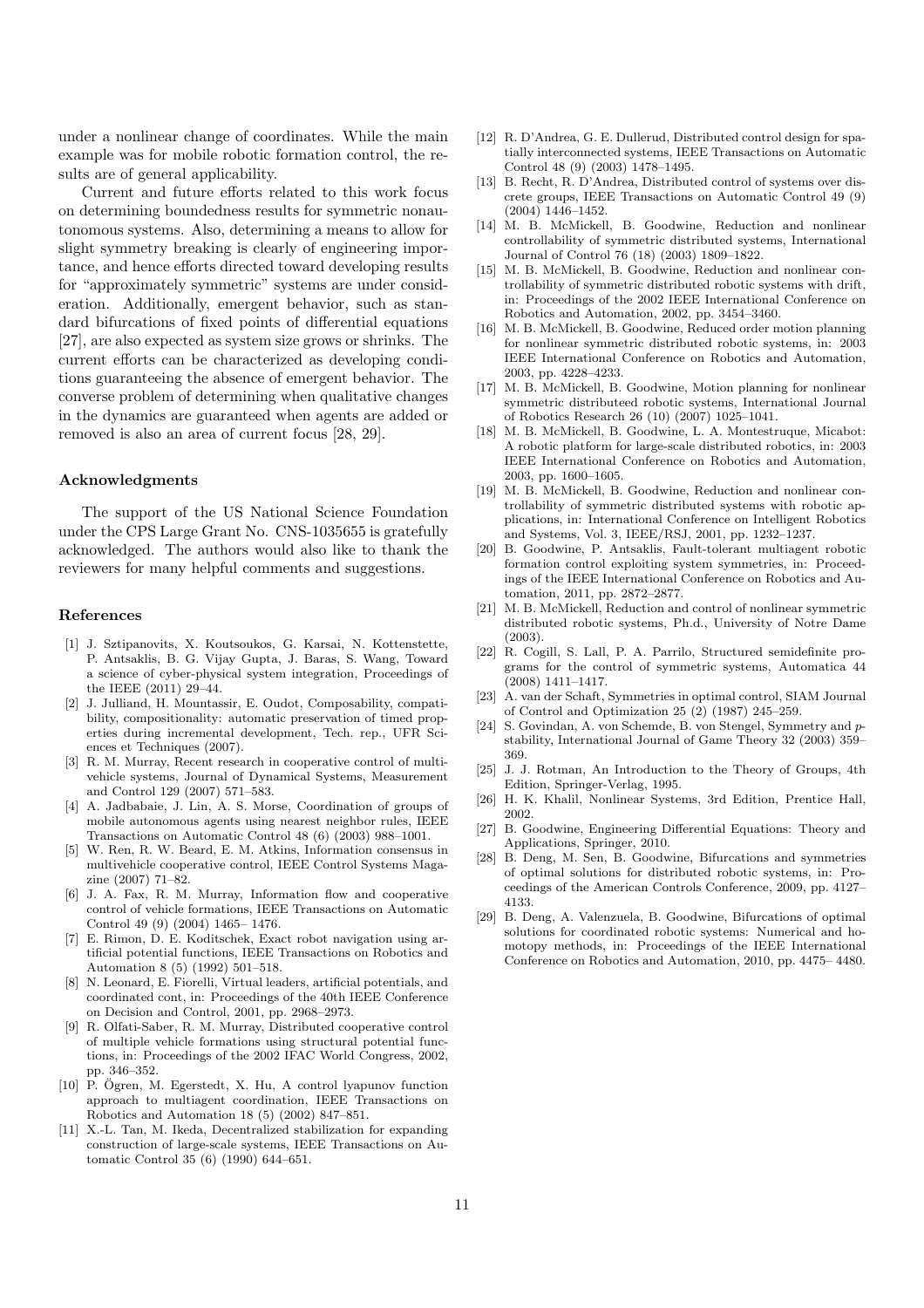under a nonlinear change of coordinates. While the main example was for mobile robotic formation control, the results are of general applicability.

Current and future efforts related to this work focus on determining boundedness results for symmetric nonautonomous systems. Also, determining a means to allow for slight symmetry breaking is clearly of engineering importance, and hence efforts directed toward developing results for "approximately symmetric" systems are under consideration. Additionally, emergent behavior, such as standard bifurcations of fixed points of differential equations [27], are also expected as system size grows or shrinks. The current efforts can be characterized as developing conditions guaranteeing the absence of emergent behavior. The converse problem of determining when qualitative changes in the dynamics are guaranteed when agents are added or removed is also an area of current focus [28, 29].

### Acknowledgments

The support of the US National Science Foundation under the CPS Large Grant No. CNS-1035655 is gratefully acknowledged. The authors would also like to thank the reviewers for many helpful comments and suggestions.

### References

[1] J. Sztipanovits, X. Koutsoukos, G. Karsai, N. Kottenstette, P. Antsaklis, B. G. Vijay Gupta, J. Baras, S. Wang, Toward a science of cyber-physical system integration, Proceedings of the IEEE (2011) 29–44.

[2] J. Julliand, H. Mountassir, E. Oudot, Composability, compatibility, compositionality: automatic preservation of timed properties during incremental development, Tech. rep., UFR Sciences et Techniques (2007).

[3] R. M. Murray, Recent research in cooperative control of multivehicle systems, Journal of Dynamical Systems, Measurement and Control 129 (2007) 571–583.

[4] A. Jadbabaie, J. Lin, A. S. Morse, Coordination of groups of mobile autonomous agents using nearest neighbor rules, IEEE Transactions on Automatic Control 48 (6) (2003) 988–1001.

[5] W. Ren, R. W. Beard, E. M. Atkins, Information consensus in multivehicle cooperative control, IEEE Control Systems Magazine (2007) 71–82.

[6] J. A. Fax, R. M. Murray, Information flow and cooperative control of vehicle formations, IEEE Transactions on Automatic Control 49 (9) (2004) 1465– 1476.

[7] E. Rimon, D. E. Koditschek, Exact robot navigation using artificial potential functions, IEEE Transactions on Robotics and Automation 8 (5) (1992) 501–518.

[8] N. Leonard, E. Fiorelli, Virtual leaders, artificial potentials, and coordinated cont, in: Proceedings of the 40th IEEE Conference on Decision and Control, 2001, pp. 2968–2973.

[9] R. Olfati-Saber, R. M. Murray, Distributed cooperative control of multiple vehicle formations using structural potential functions, in: Proceedings of the 2002 IFAC World Congress, 2002, pp. 346–352.

[10] P. Ögren, M. Egerstedt, X. Hu, A control lyapunov function approach to multiagent coordination, IEEE Transactions on Robotics and Automation 18 (5) (2002) 847–851.

[11] X.-L. Tan, M. Ikeda, Decentralized stabilization for expanding construction of large-scale systems, IEEE Transactions on Automatic Control 35 (6) (1990) 644–651.

[12] R. D'Andrea, G. E. Dullerud, Distributed control design for spatially interconnected systems, IEEE Transactions on Automatic Control 48 (9) (2003) 1478–1495.

[13] B. Recht, R. D'Andrea, Distributed control of systems over discrete groups, IEEE Transactions on Automatic Control 49 (9) (2004) 1446–1452.

[14] M. B. McMickell, B. Goodwine, Reduction and nonlinear controllability of symmetric distributed systems, International Journal of Control 76 (18) (2003) 1809–1822.

[15] M. B. McMickell, B. Goodwine, Reduction and nonlinear controllability of symmetric distributed robotic systems with drift, in: Proceedings of the 2002 IEEE International Conference on Robotics and Automation, 2002, pp. 3454–3460.

[16] M. B. McMickell, B. Goodwine, Reduced order motion planning for nonlinear symmetric distributed robotic systems, in: 2003 IEEE International Conference on Robotics and Automation, 2003, pp. 4228–4233.

[17] M. B. McMickell, B. Goodwine, Motion planning for nonlinear symmetric distributeed robotic systems, International Journal of Robotics Research 26 (10) (2007) 1025–1041.

[18] M. B. McMickell, B. Goodwine, L. A. Montestruque, Micabot: A robotic platform for large-scale distributed robotics, in: 2003 IEEE International Conference on Robotics and Automation, 2003, pp. 1600–1605.

[19] M. B. McMickell, B. Goodwine, Reduction and nonlinear controllability of symmetric distributed systems with robotic applications, in: International Conference on Intelligent Robotics and Systems, Vol. 3, IEEE/RSJ, 2001, pp. 1232–1237.

[20] B. Goodwine, P. Antsaklis, Fault-tolerant multiagent robotic formation control exploiting system symmetries, in: Proceedings of the IEEE International Conference on Robotics and Automation, 2011, pp. 2872–2877.

[21] M. B. McMickell, Reduction and control of nonlinear symmetric distributed robotic systems, Ph.d., University of Notre Dame (2003).

[22] R. Cogill, S. Lall, P. A. Parrilo, Structured semidefinite programs for the control of symmetric systems, Automatica 44 (2008) 1411–1417.

[23] A. van der Schaft, Symmetries in optimal control, SIAM Journal of Control and Optimization 25 (2) (1987) 245–259.

[24] S. Govindan, A. von Schemde, B. von Stengel, Symmetry and $p$-stability, International Journal of Game Theory 32 (2003) 359–369.

[25] J. J. Rotman, An Introduction to the Theory of Groups, 4th Edition, Springer-Verlag, 1995.

[26] H. K. Khalil, Nonlinear Systems, 3rd Edition, Prentice Hall, 2002.

[27] B. Goodwine, Engineering Differential Equations: Theory and Applications, Springer, 2010.

[28] B. Deng, M. Sen, B. Goodwine, Bifurcations and symmetries of optimal solutions for distributed robotic systems, in: Proceedings of the American Controls Conference, 2009, pp. 4127–4133.

[29] B. Deng, A. Valenzuela, B. Goodwine, Bifurcations of optimal solutions for coordinated robotic systems: Numerical and homotopy methods, in: Proceedings of the IEEE International Conference on Robotics and Automation, 2010, pp. 4475– 4480.